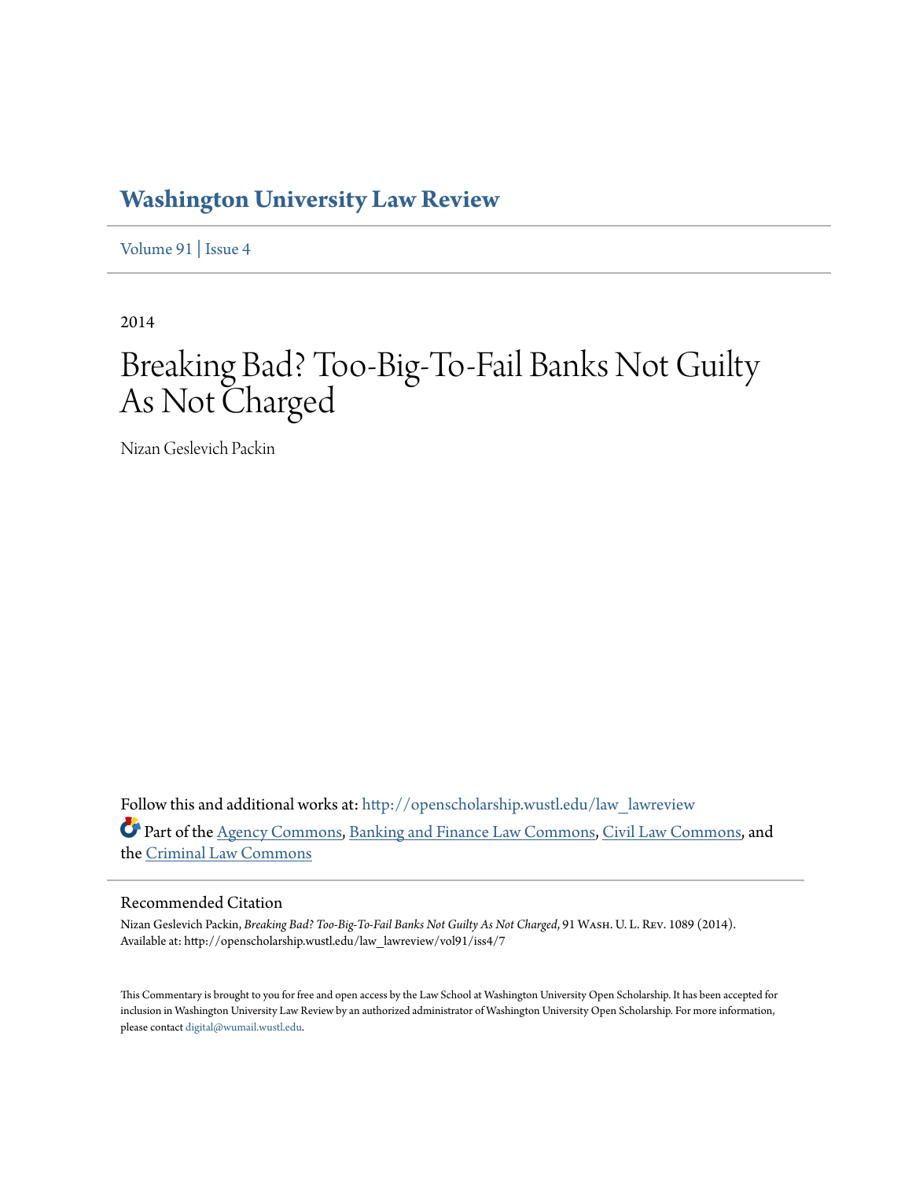# Washington University Law Review

Volume 91 | Issue 4

2014

## Breaking Bad? Too-Big-To-Fail Banks Not Guilty As Not Charged

Nizan Geslevich Packin

Follow this and additional works at: http://openscholarship.wustl.edu/law_lawreview

Part of the Agency Commons, Banking and Finance Law Commons, Civil Law Commons, and the Criminal Law Commons

### Recommended Citation

Nizan Geslevich Packin, *Breaking Bad? Too-Big-To-Fail Banks Not Guilty As Not Charged*, 91 Wash. U. L. Rev. 1089 (2014).
Available at: http://openscholarship.wustl.edu/law_lawreview/vol91/iss4/7

This Commentary is brought to you for free and open access by the Law School at Washington University Open Scholarship. It has been accepted for inclusion in Washington University Law Review by an authorized administrator of Washington University Open Scholarship. For more information, please contact digital@wumail.wustl.edu.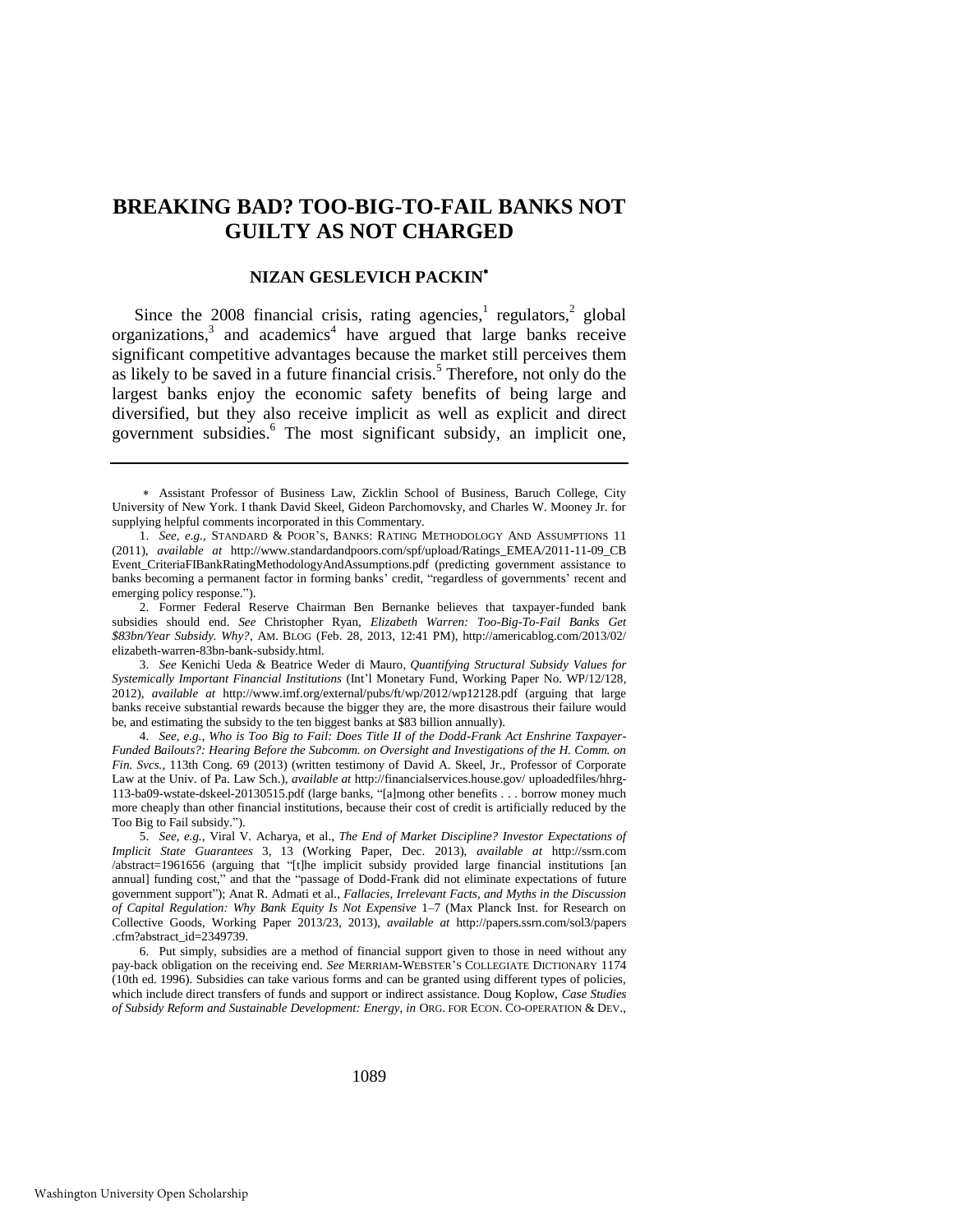# BREAKING BAD? TOO-BIG-TO-FAIL BANKS NOT GUILTY AS NOT CHARGED

## NIZAN GESLEVICH PACKIN*

Since the 2008 financial crisis, rating agencies,[1] regulators,[2] global organizations,[3] and academics[4] have argued that large banks receive significant competitive advantages because the market still perceives them as likely to be saved in a future financial crisis.[5] Therefore, not only do the largest banks enjoy the economic safety benefits of being large and diversified, but they also receive implicit as well as explicit and direct government subsidies.[6] The most significant subsidy, an implicit one,

---

\* Assistant Professor of Business Law, Zicklin School of Business, Baruch College, City University of New York. I thank David Skeel, Gideon Parchomovsky, and Charles W. Mooney Jr. for supplying helpful comments incorporated in this Commentary.

1. *See, e.g.*, STANDARD & POOR'S, BANKS: RATING METHODOLOGY AND ASSUMPTIONS 11 (2011), *available at* http://www.standardandpoors.com/spf/upload/Ratings_EMEA/2011-11-09_CBEvent_CriteriaFIBankRatingMethodologyAndAssumptions.pdf (predicting government assistance to banks becoming a permanent factor in forming banks' credit, "regardless of governments' recent and emerging policy response.").

2. Former Federal Reserve Chairman Ben Bernanke believes that taxpayer-funded bank subsidies should end. *See* Christopher Ryan, *Elizabeth Warren: Too-Big-To-Fail Banks Get $83bn/Year Subsidy. Why?*, AM. BLOG (Feb. 28, 2013, 12:41 PM), http://americablog.com/2013/02/elizabeth-warren-83bn-bank-subsidy.html.

3. *See* Kenichi Ueda & Beatrice Weder di Mauro, *Quantifying Structural Subsidy Values for Systemically Important Financial Institutions* (Int'l Monetary Fund, Working Paper No. WP/12/128, 2012), *available at* http://www.imf.org/external/pubs/ft/wp/2012/wp12128.pdf (arguing that large banks receive substantial rewards because the bigger they are, the more disastrous their failure would be, and estimating the subsidy to the ten biggest banks at $83 billion annually).

4. *See, e.g.*, *Who is Too Big to Fail: Does Title II of the Dodd-Frank Act Enshrine Taxpayer-Funded Bailouts?: Hearing Before the Subcomm. on Oversight and Investigations of the H. Comm. on Fin. Svcs.*, 113th Cong. 69 (2013) (written testimony of David A. Skeel, Jr., Professor of Corporate Law at the Univ. of Pa. Law Sch.), *available at* http://financialservices.house.gov/ uploadedfiles/hhrg-113-ba09-wstate-dskeel-20130515.pdf (large banks, "[a]mong other benefits . . . borrow money much more cheaply than other financial institutions, because their cost of credit is artificially reduced by the Too Big to Fail subsidy.").

5. *See, e.g.*, Viral V. Acharya, et al., *The End of Market Discipline? Investor Expectations of Implicit State Guarantees* 3, 13 (Working Paper, Dec. 2013), *available at* http://ssrn.com /abstract=1961656 (arguing that "[t]he implicit subsidy provided large financial institutions [an annual] funding cost," and that the "passage of Dodd-Frank did not eliminate expectations of future government support"); Anat R. Admati et al., *Fallacies, Irrelevant Facts, and Myths in the Discussion of Capital Regulation: Why Bank Equity Is Not Expensive* 1–7 (Max Planck Inst. for Research on Collective Goods, Working Paper 2013/23, 2013), *available at* http://papers.ssrn.com/sol3/papers .cfm?abstract_id=2349739.

6. Put simply, subsidies are a method of financial support given to those in need without any pay-back obligation on the receiving end. *See* MERRIAM-WEBSTER'S COLLEGIATE DICTIONARY 1174 (10th ed. 1996). Subsidies can take various forms and can be granted using different types of policies, which include direct transfers of funds and support or indirect assistance. Doug Koplow, *Case Studies of Subsidy Reform and Sustainable Development: Energy*, *in* ORG. FOR ECON. CO-OPERATION & DEV.,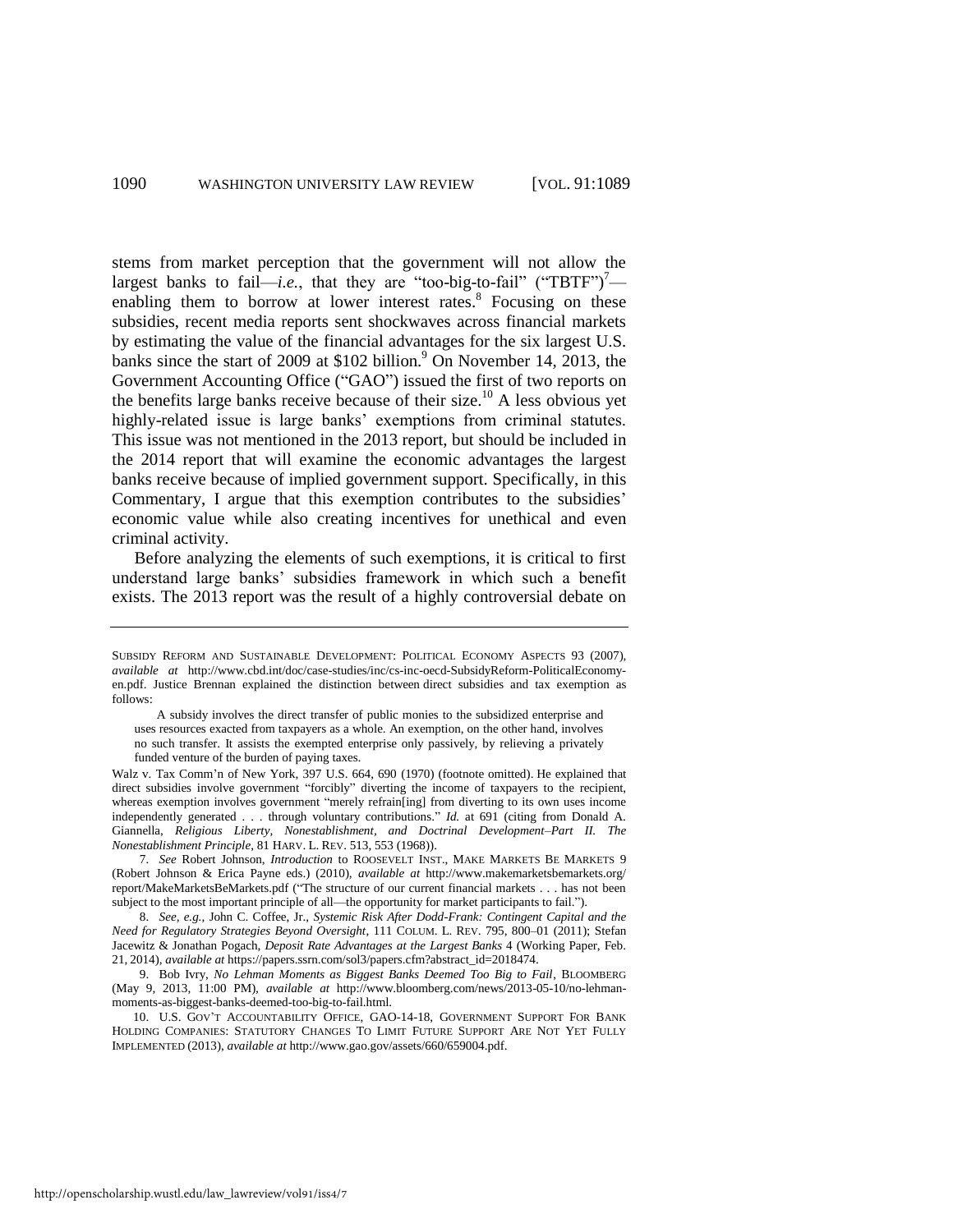stems from market perception that the government will not allow the largest banks to fail—*i.e.*, that they are "too-big-to-fail" ("TBTF")[7]—enabling them to borrow at lower interest rates.[8] Focusing on these subsidies, recent media reports sent shockwaves across financial markets by estimating the value of the financial advantages for the six largest U.S. banks since the start of 2009 at $102 billion.[9] On November 14, 2013, the Government Accounting Office ("GAO") issued the first of two reports on the benefits large banks receive because of their size.[10] A less obvious yet highly-related issue is large banks' exemptions from criminal statutes. This issue was not mentioned in the 2013 report, but should be included in the 2014 report that will examine the economic advantages the largest banks receive because of implied government support. Specifically, in this Commentary, I argue that this exemption contributes to the subsidies' economic value while also creating incentives for unethical and even criminal activity.

Before analyzing the elements of such exemptions, it is critical to first understand large banks' subsidies framework in which such a benefit exists. The 2013 report was the result of a highly controversial debate on

---

SUBSIDY REFORM AND SUSTAINABLE DEVELOPMENT: POLITICAL ECONOMY ASPECTS 93 (2007), *available at* http://www.cbd.int/doc/case-studies/inc/cs-inc-oecd-SubsidyReform-PoliticalEconomy-en.pdf. Justice Brennan explained the distinction between direct subsidies and tax exemption as follows:

> A subsidy involves the direct transfer of public monies to the subsidized enterprise and uses resources exacted from taxpayers as a whole. An exemption, on the other hand, involves no such transfer. It assists the exempted enterprise only passively, by relieving a privately funded venture of the burden of paying taxes.

Walz v. Tax Comm'n of New York, 397 U.S. 664, 690 (1970) (footnote omitted). He explained that direct subsidies involve government "forcibly" diverting the income of taxpayers to the recipient, whereas exemption involves government "merely refrain[ing] from diverting to its own uses income independently generated . . . through voluntary contributions." *Id.* at 691 (citing from Donald A. Giannella, *Religious Liberty, Nonestablishment, and Doctrinal Development–Part II. The Nonestablishment Principle*, 81 HARV. L. REV. 513, 553 (1968)).

7. *See* Robert Johnson, *Introduction* to ROOSEVELT INST., MAKE MARKETS BE MARKETS 9 (Robert Johnson & Erica Payne eds.) (2010), *available at* http://www.makemarketsbemarkets.org/report/MakeMarketsBeMarkets.pdf ("The structure of our current financial markets . . . has not been subject to the most important principle of all—the opportunity for market participants to fail.").

8. *See, e.g.*, John C. Coffee, Jr., *Systemic Risk After Dodd-Frank: Contingent Capital and the Need for Regulatory Strategies Beyond Oversight*, 111 COLUM. L. REV. 795, 800–01 (2011); Stefan Jacewitz & Jonathan Pogach, *Deposit Rate Advantages at the Largest Banks* 4 (Working Paper, Feb. 21, 2014), *available at* https://papers.ssrn.com/sol3/papers.cfm?abstract_id=2018474.

9. Bob Ivry, *No Lehman Moments as Biggest Banks Deemed Too Big to Fail*, BLOOMBERG (May 9, 2013, 11:00 PM), *available at* http://www.bloomberg.com/news/2013-05-10/no-lehman-moments-as-biggest-banks-deemed-too-big-to-fail.html.

10. U.S. GOV'T ACCOUNTABILITY OFFICE, GAO-14-18, GOVERNMENT SUPPORT FOR BANK HOLDING COMPANIES: STATUTORY CHANGES TO LIMIT FUTURE SUPPORT ARE NOT YET FULLY IMPLEMENTED (2013), *available at* http://www.gao.gov/assets/660/659004.pdf.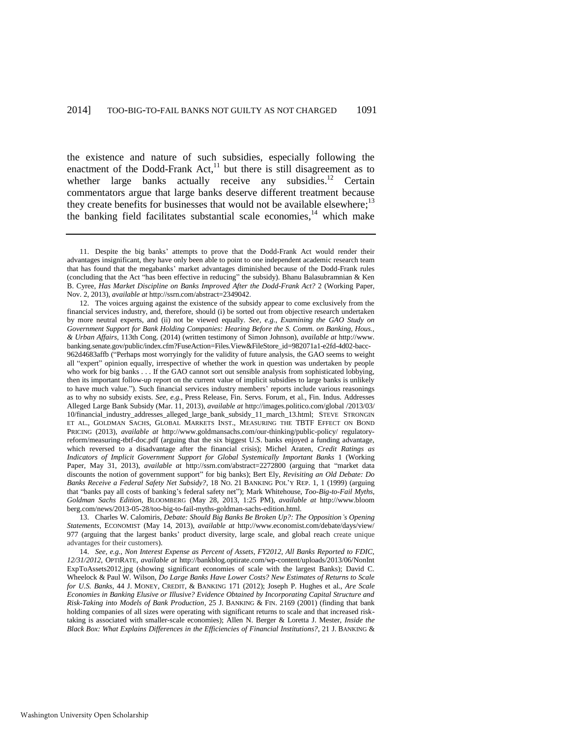the existence and nature of such subsidies, especially following the enactment of the Dodd-Frank Act,[11] but there is still disagreement as to whether large banks actually receive any subsidies.[12] Certain commentators argue that large banks deserve different treatment because they create benefits for businesses that would not be available elsewhere;[13] the banking field facilitates substantial scale economies,[14] which make

---

11. Despite the big banks' attempts to prove that the Dodd-Frank Act would render their advantages insignificant, they have only been able to point to one independent academic research team that has found that the megabanks' market advantages diminished because of the Dodd-Frank rules (concluding that the Act "has been effective in reducing" the subsidy). Bhanu Balasubramnian & Ken B. Cyree, *Has Market Discipline on Banks Improved After the Dodd-Frank Act?* 2 (Working Paper, Nov. 2, 2013), *available at* http://ssrn.com/abstract=2349042.

12. The voices arguing against the existence of the subsidy appear to come exclusively from the financial services industry, and, therefore, should (i) be sorted out from objective research undertaken by more neutral experts, and (ii) not be viewed equally. *See, e.g.*, *Examining the GAO Study on Government Support for Bank Holding Companies: Hearing Before the S. Comm. on Banking, Hous., & Urban Affairs*, 113th Cong. (2014) (written testimony of Simon Johnson), *available at* http://www.banking.senate.gov/public/index.cfm?FuseAction=Files.View&FileStore_id=982071a1-e2fd-4d02-bacc-962d4683affb ("Perhaps most worryingly for the validity of future analysis, the GAO seems to weight all "expert" opinion equally, irrespective of whether the work in question was undertaken by people who work for big banks . . . If the GAO cannot sort out sensible analysis from sophisticated lobbying, then its important follow-up report on the current value of implicit subsidies to large banks is unlikely to have much value."). Such financial services industry members' reports include various reasonings as to why no subsidy exists. *See, e.g.*, Press Release, Fin. Servs. Forum, et al., Fin. Indus. Addresses Alleged Large Bank Subsidy (Mar. 11, 2013), *available at* http://images.politico.com/global /2013/03/10/financial_industry_addresses_alleged_large_bank_subsidy_11_march_13.html; STEVE STRONGIN ET AL., GOLDMAN SACHS, GLOBAL MARKETS INST., MEASURING THE TBTF EFFECT ON BOND PRICING (2013), *available at* http://www.goldmansachs.com/our-thinking/public-policy/ regulatory-reform/measuring-tbtf-doc.pdf (arguing that the six biggest U.S. banks enjoyed a funding advantage, which reversed to a disadvantage after the financial crisis); Michel Araten, *Credit Ratings as Indicators of Implicit Government Support for Global Systemically Important Banks* 1 (Working Paper, May 31, 2013), *available at* http://ssrn.com/abstract=2272800 (arguing that "market data discounts the notion of government support" for big banks); Bert Ely, *Revisiting an Old Debate: Do Banks Receive a Federal Safety Net Subsidy?*, 18 NO. 21 BANKING POL'Y REP. 1, 1 (1999) (arguing that "banks pay all costs of banking's federal safety net"); Mark Whitehouse, *Too-Big-to-Fail Myths, Goldman Sachs Edition*, BLOOMBERG (May 28, 2013, 1:25 PM), *available at* http://www.bloomberg.com/news/2013-05-28/too-big-to-fail-myths-goldman-sachs-edition.html.

13. Charles W. Calomiris, *Debate: Should Big Banks Be Broken Up?: The Opposition's Opening Statements*, ECONOMIST (May 14, 2013), *available at* http://www.economist.com/debate/days/view/977 (arguing that the largest banks' product diversity, large scale, and global reach create unique advantages for their customers).

14. *See, e.g.*, *Non Interest Expense as Percent of Assets, FY2012, All Banks Reported to FDIC, 12/31/2012*, OPTIRATE, *available at* http://bankblog.optirate.com/wp-content/uploads/2013/06/NonInt ExpToAssets2012.jpg (showing significant economies of scale with the largest Banks); David C. Wheelock & Paul W. Wilson, *Do Large Banks Have Lower Costs? New Estimates of Returns to Scale for U.S. Banks*, 44 J. MONEY, CREDIT, & BANKING 171 (2012); Joseph P. Hughes et al., *Are Scale Economies in Banking Elusive or Illusive? Evidence Obtained by Incorporating Capital Structure and Risk-Taking into Models of Bank Production*, 25 J. BANKING & FIN. 2169 (2001) (finding that bank holding companies of all sizes were operating with significant returns to scale and that increased risk-taking is associated with smaller-scale economies); Allen N. Berger & Loretta J. Mester, *Inside the Black Box: What Explains Differences in the Efficiencies of Financial Institutions?*, 21 J. BANKING &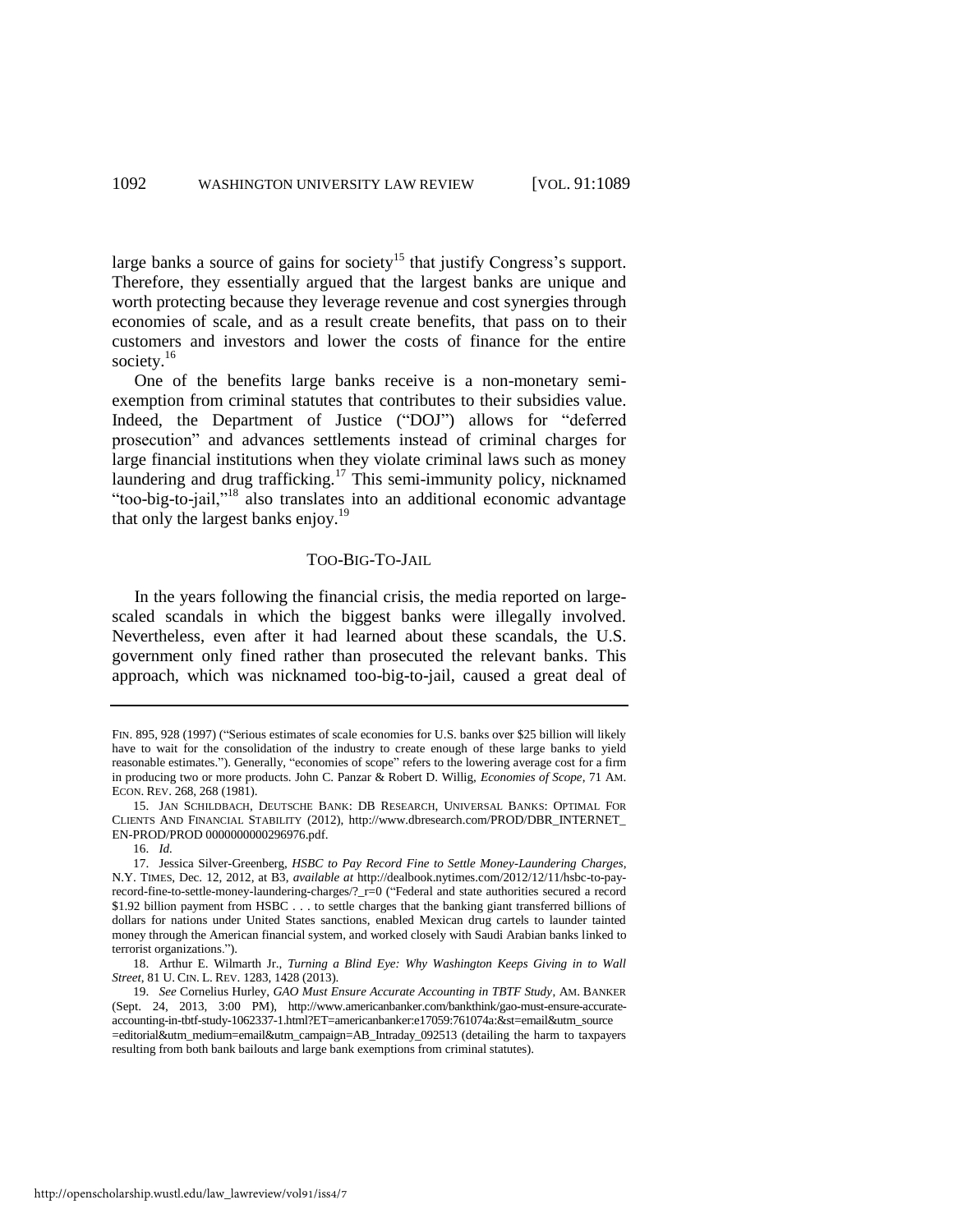large banks a source of gains for society[15] that justify Congress's support. Therefore, they essentially argued that the largest banks are unique and worth protecting because they leverage revenue and cost synergies through economies of scale, and as a result create benefits, that pass on to their customers and investors and lower the costs of finance for the entire society.[16]

One of the benefits large banks receive is a non-monetary semi-exemption from criminal statutes that contributes to their subsidies value. Indeed, the Department of Justice ("DOJ") allows for "deferred prosecution" and advances settlements instead of criminal charges for large financial institutions when they violate criminal laws such as money laundering and drug trafficking.[17] This semi-immunity policy, nicknamed "too-big-to-jail,"[18] also translates into an additional economic advantage that only the largest banks enjoy.[19]

## TOO-BIG-TO-JAIL

In the years following the financial crisis, the media reported on large-scaled scandals in which the biggest banks were illegally involved. Nevertheless, even after it had learned about these scandals, the U.S. government only fined rather than prosecuted the relevant banks. This approach, which was nicknamed too-big-to-jail, caused a great deal of

---

FIN. 895, 928 (1997) ("Serious estimates of scale economies for U.S. banks over $25 billion will likely have to wait for the consolidation of the industry to create enough of these large banks to yield reasonable estimates."). Generally, "economies of scope" refers to the lowering average cost for a firm in producing two or more products. John C. Panzar & Robert D. Willig, *Economies of Scope*, 71 AM. ECON. REV. 268, 268 (1981).

15. JAN SCHILDBACH, DEUTSCHE BANK: DB RESEARCH, UNIVERSAL BANKS: OPTIMAL FOR CLIENTS AND FINANCIAL STABILITY (2012), http://www.dbresearch.com/PROD/DBR_INTERNET_EN-PROD/PROD 0000000000296976.pdf.

16. *Id.*

17. Jessica Silver-Greenberg, *HSBC to Pay Record Fine to Settle Money-Laundering Charges*, N.Y. TIMES, Dec. 12, 2012, at B3, *available at* http://dealbook.nytimes.com/2012/12/11/hsbc-to-pay-record-fine-to-settle-money-laundering-charges/?_r=0 ("Federal and state authorities secured a record $1.92 billion payment from HSBC . . . to settle charges that the banking giant transferred billions of dollars for nations under United States sanctions, enabled Mexican drug cartels to launder tainted money through the American financial system, and worked closely with Saudi Arabian banks linked to terrorist organizations.").

18. Arthur E. Wilmarth Jr., *Turning a Blind Eye: Why Washington Keeps Giving in to Wall Street*, 81 U. CIN. L. REV. 1283, 1428 (2013).

19. *See* Cornelius Hurley, *GAO Must Ensure Accurate Accounting in TBTF Study*, AM. BANKER (Sept. 24, 2013, 3:00 PM), http://www.americanbanker.com/bankthink/gao-must-ensure-accurate-accounting-in-tbtf-study-1062337-1.html?ET=americanbanker:e17059:761074a:&st=email&utm_source=editorial&utm_medium=email&utm_campaign=AB_Intraday_092513 (detailing the harm to taxpayers resulting from both bank bailouts and large bank exemptions from criminal statutes).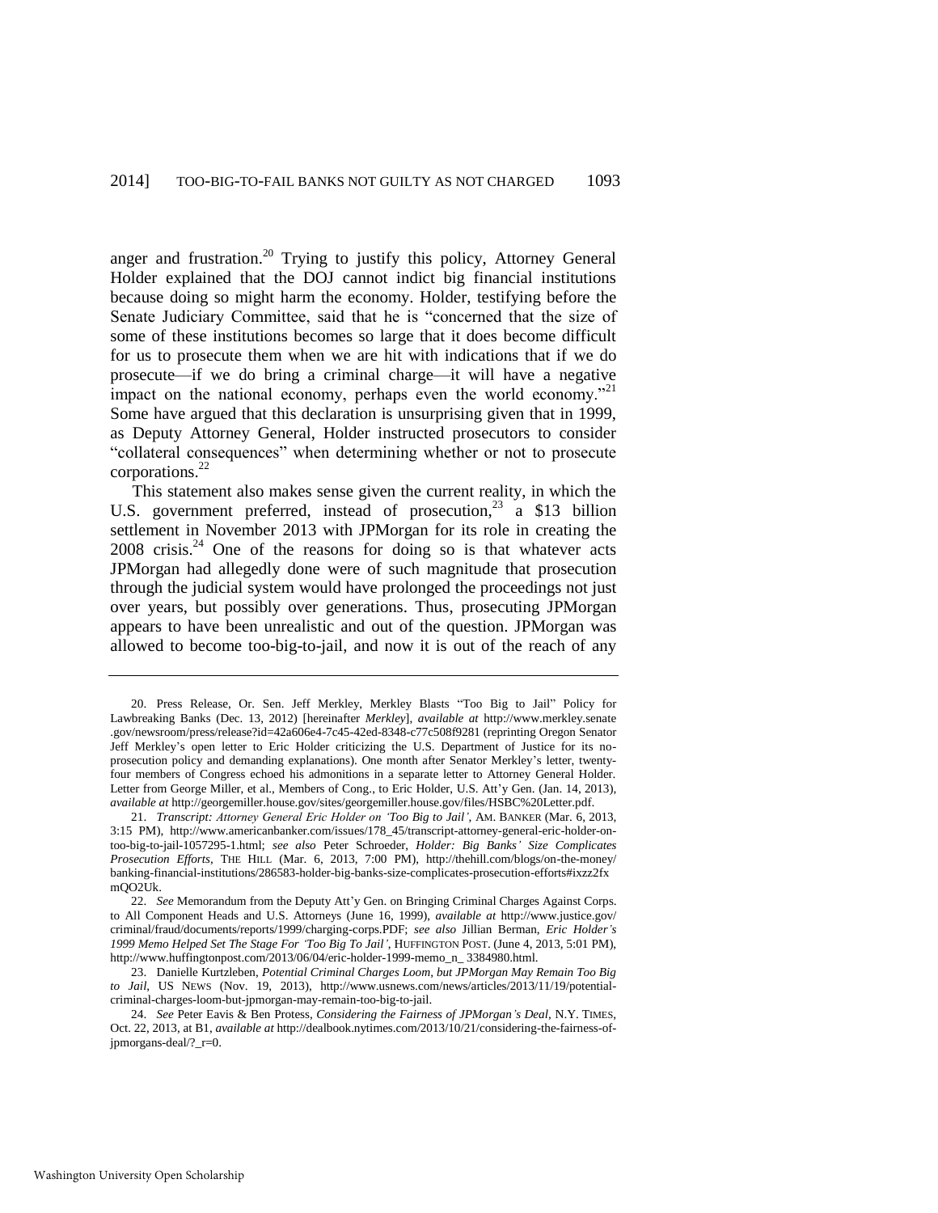anger and frustration.[20] Trying to justify this policy, Attorney General Holder explained that the DOJ cannot indict big financial institutions because doing so might harm the economy. Holder, testifying before the Senate Judiciary Committee, said that he is "concerned that the size of some of these institutions becomes so large that it does become difficult for us to prosecute them when we are hit with indications that if we do prosecute—if we do bring a criminal charge—it will have a negative impact on the national economy, perhaps even the world economy."[21] Some have argued that this declaration is unsurprising given that in 1999, as Deputy Attorney General, Holder instructed prosecutors to consider "collateral consequences" when determining whether or not to prosecute corporations.[22]

This statement also makes sense given the current reality, in which the U.S. government preferred, instead of prosecution,[23] a $13 billion settlement in November 2013 with JPMorgan for its role in creating the 2008 crisis.[24] One of the reasons for doing so is that whatever acts JPMorgan had allegedly done were of such magnitude that prosecution through the judicial system would have prolonged the proceedings not just over years, but possibly over generations. Thus, prosecuting JPMorgan appears to have been unrealistic and out of the question. JPMorgan was allowed to become too-big-to-jail, and now it is out of the reach of any

---

20. Press Release, Or. Sen. Jeff Merkley, Merkley Blasts "Too Big to Jail" Policy for Lawbreaking Banks (Dec. 13, 2012) [hereinafter *Merkley*], *available at* http://www.merkley.senate.gov/newsroom/press/release?id=42a606e4-7c45-42ed-8348-c77c508f9281 (reprinting Oregon Senator Jeff Merkley's open letter to Eric Holder criticizing the U.S. Department of Justice for its no-prosecution policy and demanding explanations). One month after Senator Merkley's letter, twenty-four members of Congress echoed his admonitions in a separate letter to Attorney General Holder. Letter from George Miller, et al., Members of Cong., to Eric Holder, U.S. Att'y Gen. (Jan. 14, 2013), *available at* http://georgemiller.house.gov/sites/georgemiller.house.gov/files/HSBC%20Letter.pdf.

21. *Transcript: Attorney General Eric Holder on 'Too Big to Jail'*, AM. BANKER (Mar. 6, 2013, 3:15 PM), http://www.americanbanker.com/issues/178_45/transcript-attorney-general-eric-holder-on-too-big-to-jail-1057295-1.html; *see also* Peter Schroeder, *Holder: Big Banks' Size Complicates Prosecution Efforts*, THE HILL (Mar. 6, 2013, 7:00 PM), http://thehill.com/blogs/on-the-money/banking-financial-institutions/286583-holder-big-banks-size-complicates-prosecution-efforts#ixzz2fxmQO2Uk.

22. *See* Memorandum from the Deputy Att'y Gen. on Bringing Criminal Charges Against Corps. to All Component Heads and U.S. Attorneys (June 16, 1999), *available at* http://www.justice.gov/criminal/fraud/documents/reports/1999/charging-corps.PDF; *see also* Jillian Berman, *Eric Holder's 1999 Memo Helped Set The Stage For 'Too Big To Jail'*, HUFFINGTON POST. (June 4, 2013, 5:01 PM), http://www.huffingtonpost.com/2013/06/04/eric-holder-1999-memo_n_ 3384980.html.

23. Danielle Kurtzleben, *Potential Criminal Charges Loom, but JPMorgan May Remain Too Big to Jail*, US NEWS (Nov. 19, 2013), http://www.usnews.com/news/articles/2013/11/19/potential-criminal-charges-loom-but-jpmorgan-may-remain-too-big-to-jail.

24. *See* Peter Eavis & Ben Protess, *Considering the Fairness of JPMorgan's Deal*, N.Y. TIMES, Oct. 22, 2013, at B1, *available at* http://dealbook.nytimes.com/2013/10/21/considering-the-fairness-of-jpmorgans-deal/?_r=0.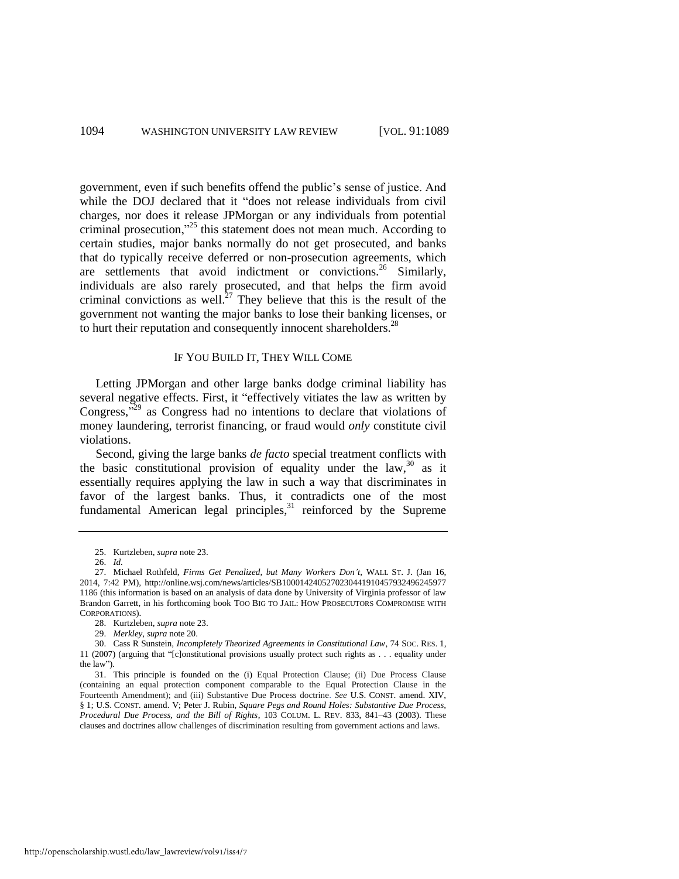government, even if such benefits offend the public's sense of justice. And while the DOJ declared that it "does not release individuals from civil charges, nor does it release JPMorgan or any individuals from potential criminal prosecution,"[25] this statement does not mean much. According to certain studies, major banks normally do not get prosecuted, and banks that do typically receive deferred or non-prosecution agreements, which are settlements that avoid indictment or convictions.[26] Similarly, individuals are also rarely prosecuted, and that helps the firm avoid criminal convictions as well.[27] They believe that this is the result of the government not wanting the major banks to lose their banking licenses, or to hurt their reputation and consequently innocent shareholders.[28]

## IF YOU BUILD IT, THEY WILL COME

Letting JPMorgan and other large banks dodge criminal liability has several negative effects. First, it "effectively vitiates the law as written by Congress,"[29] as Congress had no intentions to declare that violations of money laundering, terrorist financing, or fraud would *only* constitute civil violations.

Second, giving the large banks *de facto* special treatment conflicts with the basic constitutional provision of equality under the law,[30] as it essentially requires applying the law in such a way that discriminates in favor of the largest banks. Thus, it contradicts one of the most fundamental American legal principles,[31] reinforced by the Supreme

---

25. Kurtzleben, *supra* note 23.

26. *Id.*

27. Michael Rothfeld, *Firms Get Penalized, but Many Workers Don't*, WALL ST. J. (Jan 16, 2014, 7:42 PM), http://online.wsj.com/news/articles/SB10001424052702304419104579324962459771186 (this information is based on an analysis of data done by University of Virginia professor of law Brandon Garrett, in his forthcoming book TOO BIG TO JAIL: HOW PROSECUTORS COMPROMISE WITH CORPORATIONS).

28. Kurtzleben, *supra* note 23.

29. *Merkley*, *supra* note 20.

30. Cass R Sunstein, *Incompletely Theorized Agreements in Constitutional Law*, 74 SOC. RES. 1, 11 (2007) (arguing that "[c]onstitutional provisions usually protect such rights as . . . equality under the law").

31. This principle is founded on the (i) Equal Protection Clause; (ii) Due Process Clause (containing an equal protection component comparable to the Equal Protection Clause in the Fourteenth Amendment); and (iii) Substantive Due Process doctrine. *See* U.S. CONST. amend. XIV, § 1; U.S. CONST. amend. V; Peter J. Rubin, *Square Pegs and Round Holes: Substantive Due Process, Procedural Due Process, and the Bill of Rights*, 103 COLUM. L. REV. 833, 841–43 (2003). These clauses and doctrines allow challenges of discrimination resulting from government actions and laws.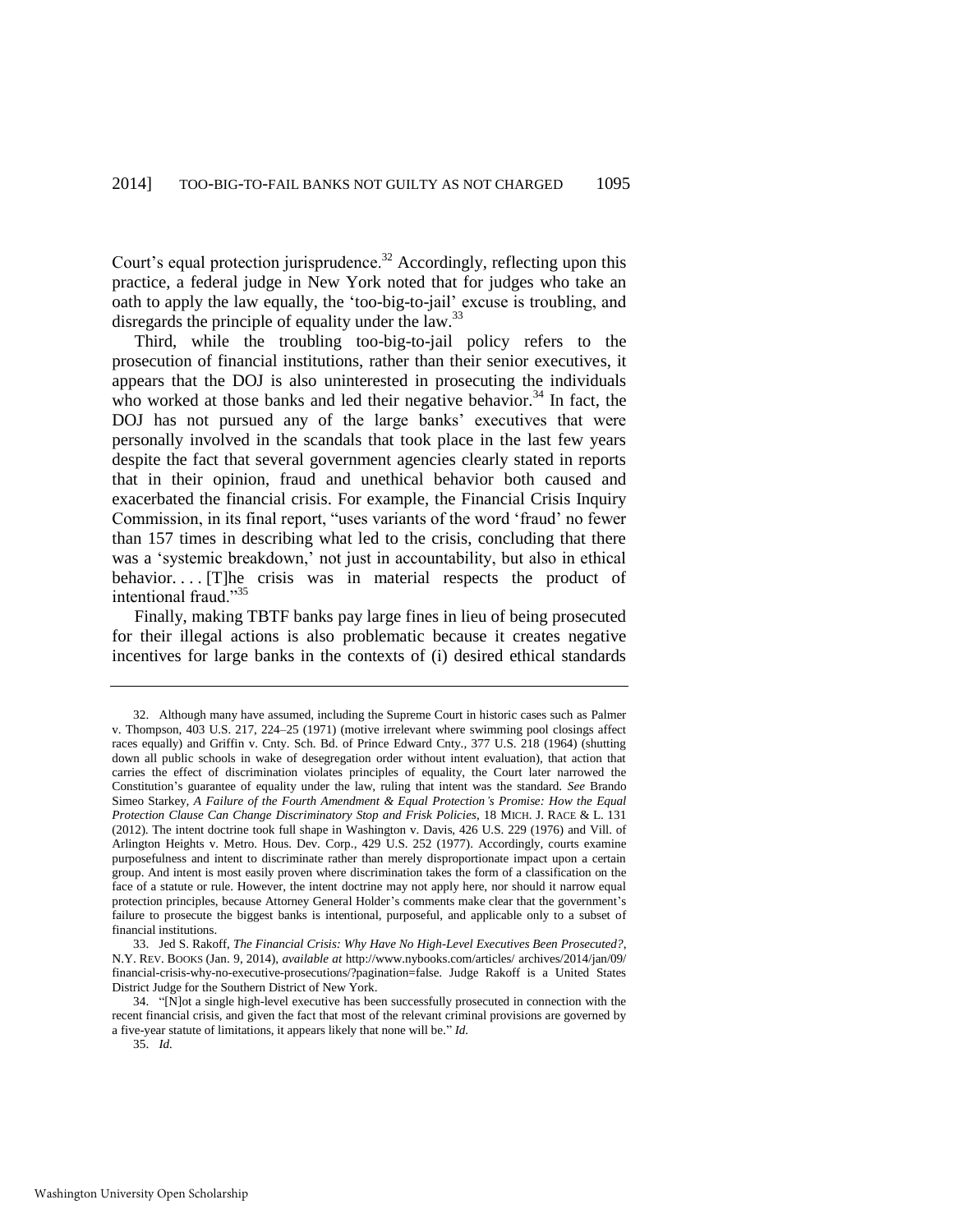Court's equal protection jurisprudence.[32] Accordingly, reflecting upon this practice, a federal judge in New York noted that for judges who take an oath to apply the law equally, the 'too-big-to-jail' excuse is troubling, and disregards the principle of equality under the law.[33]

Third, while the troubling too-big-to-jail policy refers to the prosecution of financial institutions, rather than their senior executives, it appears that the DOJ is also uninterested in prosecuting the individuals who worked at those banks and led their negative behavior.[34] In fact, the DOJ has not pursued any of the large banks' executives that were personally involved in the scandals that took place in the last few years despite the fact that several government agencies clearly stated in reports that in their opinion, fraud and unethical behavior both caused and exacerbated the financial crisis. For example, the Financial Crisis Inquiry Commission, in its final report, "uses variants of the word 'fraud' no fewer than 157 times in describing what led to the crisis, concluding that there was a 'systemic breakdown,' not just in accountability, but also in ethical behavior. . . . [T]he crisis was in material respects the product of intentional fraud."[35]

Finally, making TBTF banks pay large fines in lieu of being prosecuted for their illegal actions is also problematic because it creates negative incentives for large banks in the contexts of (i) desired ethical standards

---

32. Although many have assumed, including the Supreme Court in historic cases such as Palmer v. Thompson, 403 U.S. 217, 224–25 (1971) (motive irrelevant where swimming pool closings affect races equally) and Griffin v. Cnty. Sch. Bd. of Prince Edward Cnty., 377 U.S. 218 (1964) (shutting down all public schools in wake of desegregation order without intent evaluation), that action that carries the effect of discrimination violates principles of equality, the Court later narrowed the Constitution's guarantee of equality under the law, ruling that intent was the standard. *See* Brando Simeo Starkey, *A Failure of the Fourth Amendment & Equal Protection's Promise: How the Equal Protection Clause Can Change Discriminatory Stop and Frisk Policies*, 18 MICH. J. RACE & L. 131 (2012). The intent doctrine took full shape in Washington v. Davis, 426 U.S. 229 (1976) and Vill. of Arlington Heights v. Metro. Hous. Dev. Corp., 429 U.S. 252 (1977). Accordingly, courts examine purposefulness and intent to discriminate rather than merely disproportionate impact upon a certain group. And intent is most easily proven where discrimination takes the form of a classification on the face of a statute or rule. However, the intent doctrine may not apply here, nor should it narrow equal protection principles, because Attorney General Holder's comments make clear that the government's failure to prosecute the biggest banks is intentional, purposeful, and applicable only to a subset of financial institutions.

33. Jed S. Rakoff, *The Financial Crisis: Why Have No High-Level Executives Been Prosecuted?*, N.Y. REV. BOOKS (Jan. 9, 2014), *available at* http://www.nybooks.com/articles/ archives/2014/jan/09/ financial-crisis-why-no-executive-prosecutions/?pagination=false. Judge Rakoff is a United States District Judge for the Southern District of New York.

34. "[N]ot a single high-level executive has been successfully prosecuted in connection with the recent financial crisis, and given the fact that most of the relevant criminal provisions are governed by a five-year statute of limitations, it appears likely that none will be." *Id.*

35. *Id.*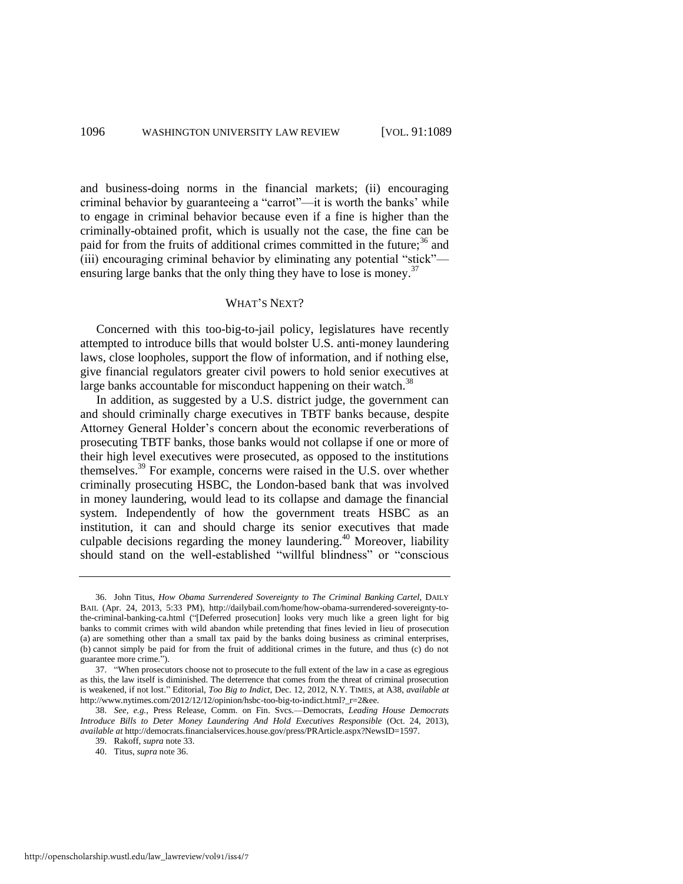and business-doing norms in the financial markets; (ii) encouraging criminal behavior by guaranteeing a "carrot"—it is worth the banks' while to engage in criminal behavior because even if a fine is higher than the criminally-obtained profit, which is usually not the case, the fine can be paid for from the fruits of additional crimes committed in the future;[36] and (iii) encouraging criminal behavior by eliminating any potential "stick"—ensuring large banks that the only thing they have to lose is money.[37]

## WHAT'S NEXT?

Concerned with this too-big-to-jail policy, legislatures have recently attempted to introduce bills that would bolster U.S. anti-money laundering laws, close loopholes, support the flow of information, and if nothing else, give financial regulators greater civil powers to hold senior executives at large banks accountable for misconduct happening on their watch.[38]

In addition, as suggested by a U.S. district judge, the government can and should criminally charge executives in TBTF banks because, despite Attorney General Holder's concern about the economic reverberations of prosecuting TBTF banks, those banks would not collapse if one or more of their high level executives were prosecuted, as opposed to the institutions themselves.[39] For example, concerns were raised in the U.S. over whether criminally prosecuting HSBC, the London-based bank that was involved in money laundering, would lead to its collapse and damage the financial system. Independently of how the government treats HSBC as an institution, it can and should charge its senior executives that made culpable decisions regarding the money laundering.[40] Moreover, liability should stand on the well-established "willful blindness" or "conscious

---

36. John Titus, *How Obama Surrendered Sovereignty to The Criminal Banking Cartel*, DAILY BAIL (Apr. 24, 2013, 5:33 PM), http://dailybail.com/home/how-obama-surrendered-sovereignty-to-the-criminal-banking-ca.html ("[Deferred prosecution] looks very much like a green light for big banks to commit crimes with wild abandon while pretending that fines levied in lieu of prosecution (a) are something other than a small tax paid by the banks doing business as criminal enterprises, (b) cannot simply be paid for from the fruit of additional crimes in the future, and thus (c) do not guarantee more crime.").

37. "When prosecutors choose not to prosecute to the full extent of the law in a case as egregious as this, the law itself is diminished. The deterrence that comes from the threat of criminal prosecution is weakened, if not lost." Editorial, *Too Big to Indict*, Dec. 12, 2012, N.Y. TIMES, at A38, *available at* http://www.nytimes.com/2012/12/12/opinion/hsbc-too-big-to-indict.html?_r=2&ee.

38. *See, e.g.*, Press Release, Comm. on Fin. Svcs.—Democrats, *Leading House Democrats Introduce Bills to Deter Money Laundering And Hold Executives Responsible* (Oct. 24, 2013), *available at* http://democrats.financialservices.house.gov/press/PRArticle.aspx?NewsID=1597.

39. Rakoff, *supra* note 33.

40. Titus, *supra* note 36.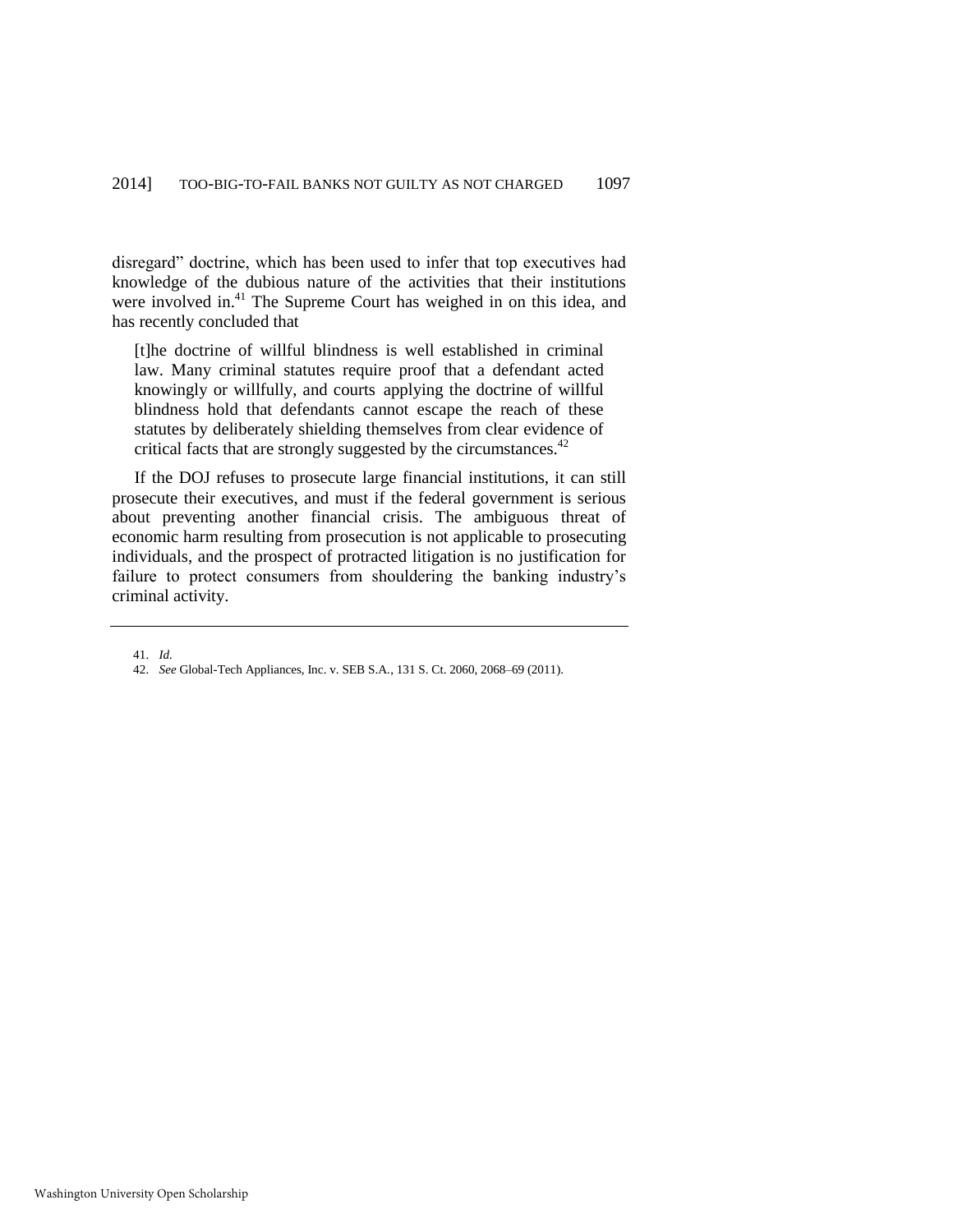disregard" doctrine, which has been used to infer that top executives had knowledge of the dubious nature of the activities that their institutions were involved in.[41] The Supreme Court has weighed in on this idea, and has recently concluded that

> [t]he doctrine of willful blindness is well established in criminal law. Many criminal statutes require proof that a defendant acted knowingly or willfully, and courts applying the doctrine of willful blindness hold that defendants cannot escape the reach of these statutes by deliberately shielding themselves from clear evidence of critical facts that are strongly suggested by the circumstances.[42]

If the DOJ refuses to prosecute large financial institutions, it can still prosecute their executives, and must if the federal government is serious about preventing another financial crisis. The ambiguous threat of economic harm resulting from prosecution is not applicable to prosecuting individuals, and the prospect of protracted litigation is no justification for failure to protect consumers from shouldering the banking industry's criminal activity.

---

41. *Id.*

42. *See* Global-Tech Appliances, Inc. v. SEB S.A., 131 S. Ct. 2060, 2068–69 (2011).